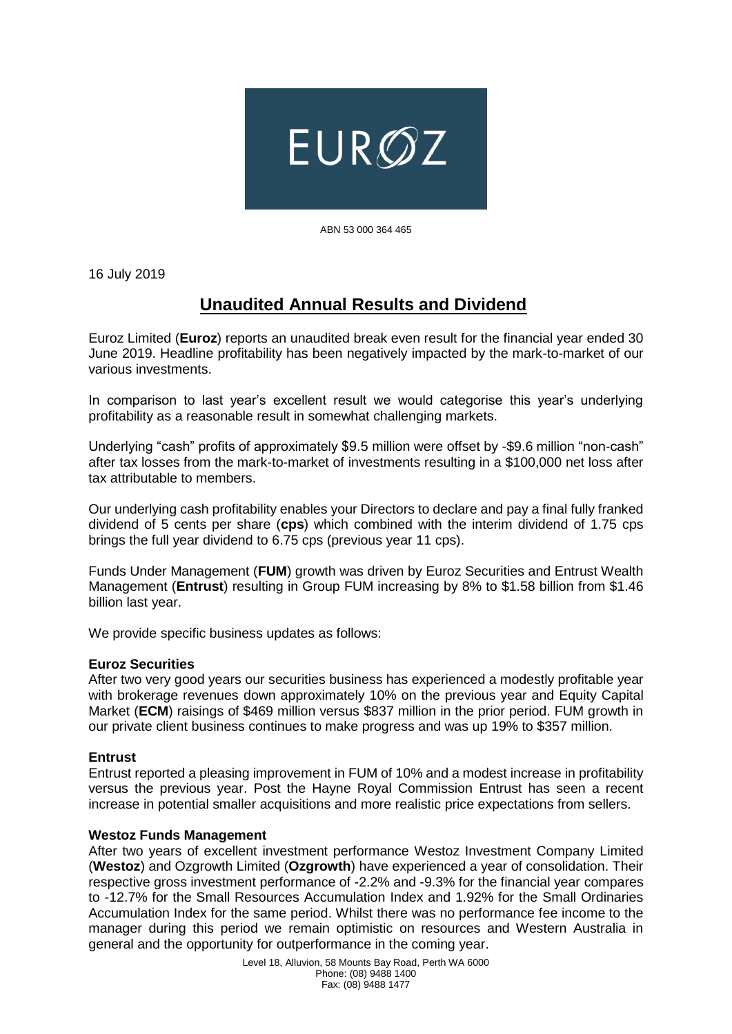EUROZ

ABN 53 000 364 465

16 July 2019

# Unaudited Annual Results and Dividend

Euroz Limited (**Euroz**) reports an unaudited break even result for the financial year ended 30 June 2019. Headline profitability has been negatively impacted by the mark-to-market of our various investments.

In comparison to last year's excellent result we would categorise this year's underlying profitability as a reasonable result in somewhat challenging markets.

Underlying "cash" profits of approximately $9.5 million were offset by -$9.6 million "non-cash" after tax losses from the mark-to-market of investments resulting in a $100,000 net loss after tax attributable to members.

Our underlying cash profitability enables your Directors to declare and pay a final fully franked dividend of 5 cents per share (**cps**) which combined with the interim dividend of 1.75 cps brings the full year dividend to 6.75 cps (previous year 11 cps).

Funds Under Management (**FUM**) growth was driven by Euroz Securities and Entrust Wealth Management (**Entrust**) resulting in Group FUM increasing by 8% to $1.58 billion from $1.46 billion last year.

We provide specific business updates as follows:

**Euroz Securities**

After two very good years our securities business has experienced a modestly profitable year with brokerage revenues down approximately 10% on the previous year and Equity Capital Market (**ECM**) raisings of $469 million versus $837 million in the prior period. FUM growth in our private client business continues to make progress and was up 19% to $357 million.

**Entrust**

Entrust reported a pleasing improvement in FUM of 10% and a modest increase in profitability versus the previous year. Post the Hayne Royal Commission Entrust has seen a recent increase in potential smaller acquisitions and more realistic price expectations from sellers.

**Westoz Funds Management**

After two years of excellent investment performance Westoz Investment Company Limited (**Westoz**) and Ozgrowth Limited (**Ozgrowth**) have experienced a year of consolidation. Their respective gross investment performance of -2.2% and -9.3% for the financial year compares to -12.7% for the Small Resources Accumulation Index and 1.92% for the Small Ordinaries Accumulation Index for the same period. Whilst there was no performance fee income to the manager during this period we remain optimistic on resources and Western Australia in general and the opportunity for outperformance in the coming year.

Level 18, Alluvion, 58 Mounts Bay Road, Perth WA 6000
Phone: (08) 9488 1400
Fax: (08) 9488 1477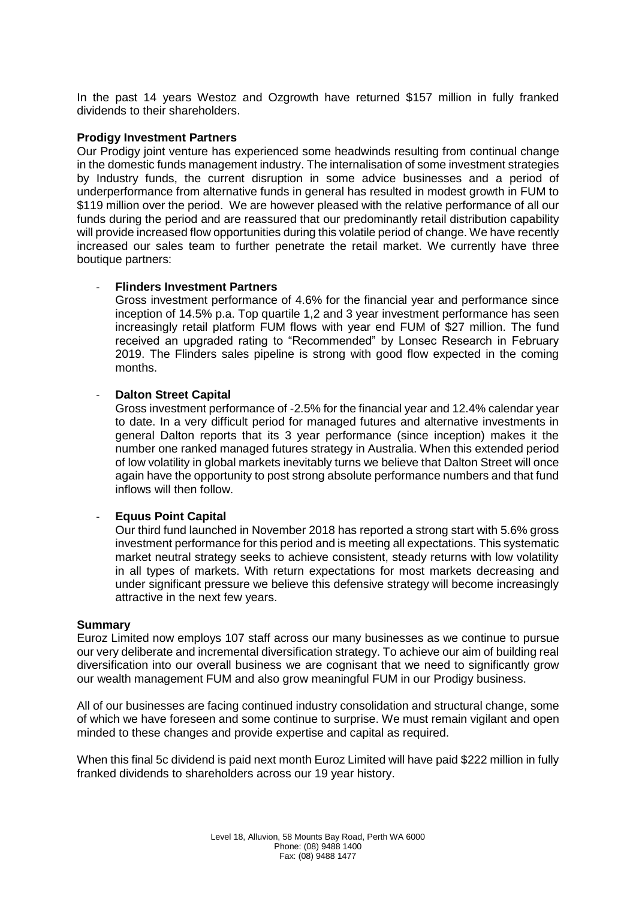In the past 14 years Westoz and Ozgrowth have returned $157 million in fully franked dividends to their shareholders.

**Prodigy Investment Partners**
Our Prodigy joint venture has experienced some headwinds resulting from continual change in the domestic funds management industry. The internalisation of some investment strategies by Industry funds, the current disruption in some advice businesses and a period of underperformance from alternative funds in general has resulted in modest growth in FUM to $119 million over the period. We are however pleased with the relative performance of all our funds during the period and are reassured that our predominantly retail distribution capability will provide increased flow opportunities during this volatile period of change. We have recently increased our sales team to further penetrate the retail market. We currently have three boutique partners:

- **Flinders Investment Partners**
  Gross investment performance of 4.6% for the financial year and performance since inception of 14.5% p.a. Top quartile 1,2 and 3 year investment performance has seen increasingly retail platform FUM flows with year end FUM of $27 million. The fund received an upgraded rating to "Recommended" by Lonsec Research in February 2019. The Flinders sales pipeline is strong with good flow expected in the coming months.

- **Dalton Street Capital**
  Gross investment performance of -2.5% for the financial year and 12.4% calendar year to date. In a very difficult period for managed futures and alternative investments in general Dalton reports that its 3 year performance (since inception) makes it the number one ranked managed futures strategy in Australia. When this extended period of low volatility in global markets inevitably turns we believe that Dalton Street will once again have the opportunity to post strong absolute performance numbers and that fund inflows will then follow.

- **Equus Point Capital**
  Our third fund launched in November 2018 has reported a strong start with 5.6% gross investment performance for this period and is meeting all expectations. This systematic market neutral strategy seeks to achieve consistent, steady returns with low volatility in all types of markets. With return expectations for most markets decreasing and under significant pressure we believe this defensive strategy will become increasingly attractive in the next few years.

**Summary**
Euroz Limited now employs 107 staff across our many businesses as we continue to pursue our very deliberate and incremental diversification strategy. To achieve our aim of building real diversification into our overall business we are cognisant that we need to significantly grow our wealth management FUM and also grow meaningful FUM in our Prodigy business.

All of our businesses are facing continued industry consolidation and structural change, some of which we have foreseen and some continue to surprise. We must remain vigilant and open minded to these changes and provide expertise and capital as required.

When this final 5c dividend is paid next month Euroz Limited will have paid $222 million in fully franked dividends to shareholders across our 19 year history.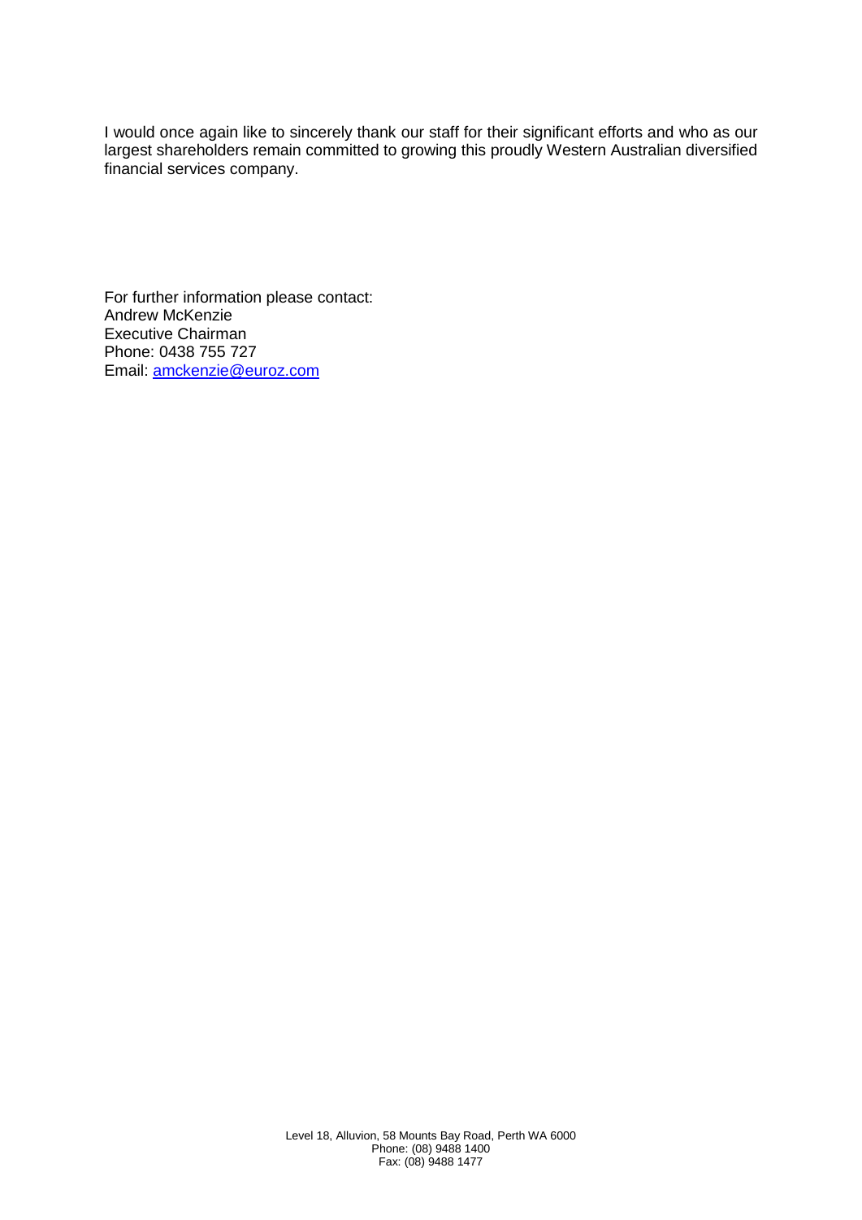I would once again like to sincerely thank our staff for their significant efforts and who as our largest shareholders remain committed to growing this proudly Western Australian diversified financial services company.

For further information please contact:
Andrew McKenzie
Executive Chairman
Phone: 0438 755 727
Email: amckenzie@euroz.com

Level 18, Alluvion, 58 Mounts Bay Road, Perth WA 6000
Phone: (08) 9488 1400
Fax: (08) 9488 1477